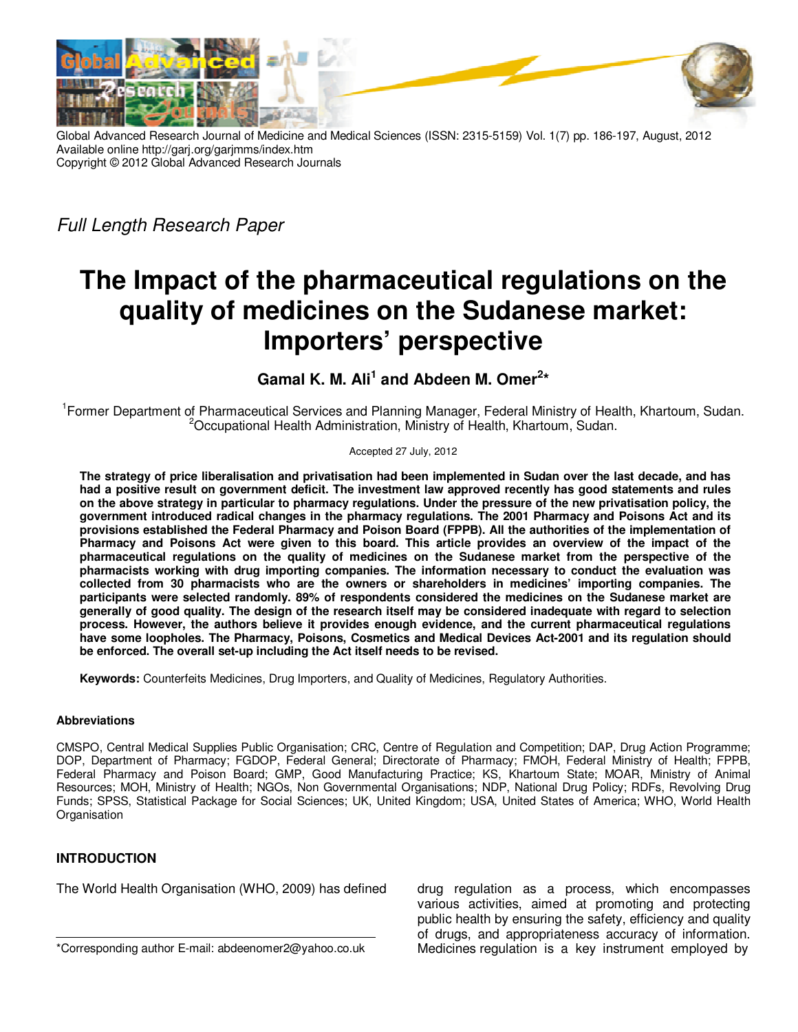Global Advanced Research Journal of Medicine and Medical Sciences (ISSN: 2315-5159) Vol. 1(7) pp. 186-197, August, 2012
Available online http://garj.org/garjmms/index.htm
Copyright © 2012 Global Advanced Research Journals

*Full Length Research Paper*

# The Impact of the pharmaceutical regulations on the quality of medicines on the Sudanese market: Importers' perspective

**Gamal K. M. Ali[1] and Abdeen M. Omer[2]***

[1]Former Department of Pharmaceutical Services and Planning Manager, Federal Ministry of Health, Khartoum, Sudan.
[2]Occupational Health Administration, Ministry of Health, Khartoum, Sudan.

Accepted 27 July, 2012

**The strategy of price liberalisation and privatisation had been implemented in Sudan over the last decade, and has had a positive result on government deficit. The investment law approved recently has good statements and rules on the above strategy in particular to pharmacy regulations. Under the pressure of the new privatisation policy, the government introduced radical changes in the pharmacy regulations. The 2001 Pharmacy and Poisons Act and its provisions established the Federal Pharmacy and Poison Board (FPPB). All the authorities of the implementation of Pharmacy and Poisons Act were given to this board. This article provides an overview of the impact of the pharmaceutical regulations on the quality of medicines on the Sudanese market from the perspective of the pharmacists working with drug importing companies. The information necessary to conduct the evaluation was collected from 30 pharmacists who are the owners or shareholders in medicines' importing companies. The participants were selected randomly. 89% of respondents considered the medicines on the Sudanese market are generally of good quality. The design of the research itself may be considered inadequate with regard to selection process. However, the authors believe it provides enough evidence, and the current pharmaceutical regulations have some loopholes. The Pharmacy, Poisons, Cosmetics and Medical Devices Act-2001 and its regulation should be enforced. The overall set-up including the Act itself needs to be revised.**

**Keywords:** Counterfeits Medicines, Drug Importers, and Quality of Medicines, Regulatory Authorities.

**Abbreviations**

CMSPO, Central Medical Supplies Public Organisation; CRC, Centre of Regulation and Competition; DAP, Drug Action Programme; DOP, Department of Pharmacy; FGDOP, Federal General; Directorate of Pharmacy; FMOH, Federal Ministry of Health; FPPB, Federal Pharmacy and Poison Board; GMP, Good Manufacturing Practice; KS, Khartoum State; MOAR, Ministry of Animal Resources; MOH, Ministry of Health; NGOs, Non Governmental Organisations; NDP, National Drug Policy; RDFs, Revolving Drug Funds; SPSS, Statistical Package for Social Sciences; UK, United Kingdom; USA, United States of America; WHO, World Health Organisation

## INTRODUCTION

The World Health Organisation (WHO, 2009) has defined drug regulation as a process, which encompasses various activities, aimed at promoting and protecting public health by ensuring the safety, efficiency and quality of drugs, and appropriateness accuracy of information. Medicines regulation is a key instrument employed by

*Corresponding author E-mail: abdeenomer2@yahoo.co.uk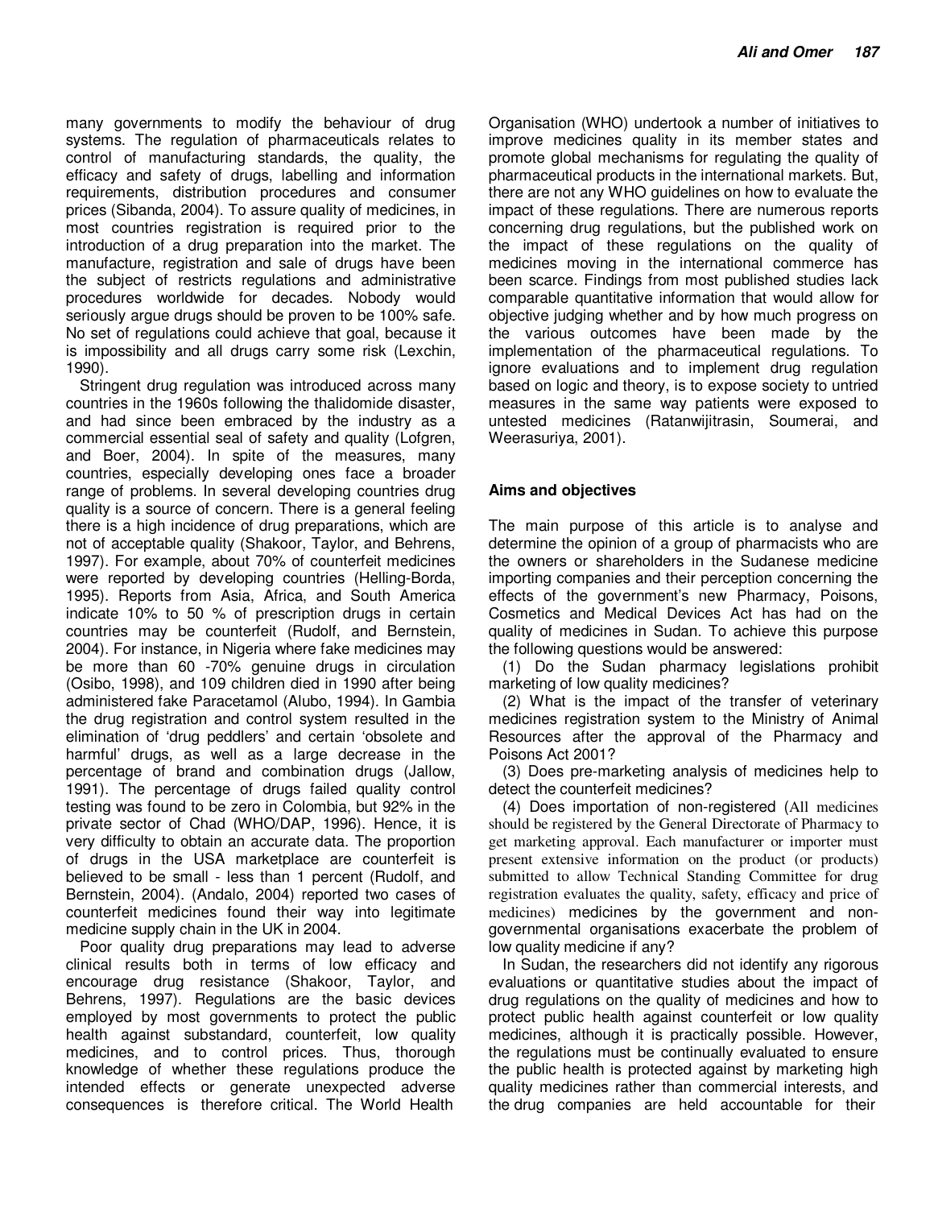many governments to modify the behaviour of drug systems. The regulation of pharmaceuticals relates to control of manufacturing standards, the quality, the efficacy and safety of drugs, labelling and information requirements, distribution procedures and consumer prices (Sibanda, 2004). To assure quality of medicines, in most countries registration is required prior to the introduction of a drug preparation into the market. The manufacture, registration and sale of drugs have been the subject of restricts regulations and administrative procedures worldwide for decades. Nobody would seriously argue drugs should be proven to be 100% safe. No set of regulations could achieve that goal, because it is impossibility and all drugs carry some risk (Lexchin, 1990).

Stringent drug regulation was introduced across many countries in the 1960s following the thalidomide disaster, and had since been embraced by the industry as a commercial essential seal of safety and quality (Lofgren, and Boer, 2004). In spite of the measures, many countries, especially developing ones face a broader range of problems. In several developing countries drug quality is a source of concern. There is a general feeling there is a high incidence of drug preparations, which are not of acceptable quality (Shakoor, Taylor, and Behrens, 1997). For example, about 70% of counterfeit medicines were reported by developing countries (Helling-Borda, 1995). Reports from Asia, Africa, and South America indicate 10% to 50 % of prescription drugs in certain countries may be counterfeit (Rudolf, and Bernstein, 2004). For instance, in Nigeria where fake medicines may be more than 60 -70% genuine drugs in circulation (Osibo, 1998), and 109 children died in 1990 after being administered fake Paracetamol (Alubo, 1994). In Gambia the drug registration and control system resulted in the elimination of 'drug peddlers' and certain 'obsolete and harmful' drugs, as well as a large decrease in the percentage of brand and combination drugs (Jallow, 1991). The percentage of drugs failed quality control testing was found to be zero in Colombia, but 92% in the private sector of Chad (WHO/DAP, 1996). Hence, it is very difficulty to obtain an accurate data. The proportion of drugs in the USA marketplace are counterfeit is believed to be small - less than 1 percent (Rudolf, and Bernstein, 2004). (Andalo, 2004) reported two cases of counterfeit medicines found their way into legitimate medicine supply chain in the UK in 2004.

Poor quality drug preparations may lead to adverse clinical results both in terms of low efficacy and encourage drug resistance (Shakoor, Taylor, and Behrens, 1997). Regulations are the basic devices employed by most governments to protect the public health against substandard, counterfeit, low quality medicines, and to control prices. Thus, thorough knowledge of whether these regulations produce the intended effects or generate unexpected adverse consequences is therefore critical. The World Health Organisation (WHO) undertook a number of initiatives to improve medicines quality in its member states and promote global mechanisms for regulating the quality of pharmaceutical products in the international markets. But, there are not any WHO guidelines on how to evaluate the impact of these regulations. There are numerous reports concerning drug regulations, but the published work on the impact of these regulations on the quality of medicines moving in the international commerce has been scarce. Findings from most published studies lack comparable quantitative information that would allow for objective judging whether and by how much progress on the various outcomes have been made by the implementation of the pharmaceutical regulations. To ignore evaluations and to implement drug regulation based on logic and theory, is to expose society to untried measures in the same way patients were exposed to untested medicines (Ratanwijitrasin, Soumerai, and Weerasuriya, 2001).

## Aims and objectives

The main purpose of this article is to analyse and determine the opinion of a group of pharmacists who are the owners or shareholders in the Sudanese medicine importing companies and their perception concerning the effects of the government's new Pharmacy, Poisons, Cosmetics and Medical Devices Act has had on the quality of medicines in Sudan. To achieve this purpose the following questions would be answered:

(1) Do the Sudan pharmacy legislations prohibit marketing of low quality medicines?

(2) What is the impact of the transfer of veterinary medicines registration system to the Ministry of Animal Resources after the approval of the Pharmacy and Poisons Act 2001?

(3) Does pre-marketing analysis of medicines help to detect the counterfeit medicines?

(4) Does importation of non-registered (All medicines should be registered by the General Directorate of Pharmacy to get marketing approval. Each manufacturer or importer must present extensive information on the product (or products) submitted to allow Technical Standing Committee for drug registration evaluates the quality, safety, efficacy and price of medicines) medicines by the government and non-governmental organisations exacerbate the problem of low quality medicine if any?

In Sudan, the researchers did not identify any rigorous evaluations or quantitative studies about the impact of drug regulations on the quality of medicines and how to protect public health against counterfeit or low quality medicines, although it is practically possible. However, the regulations must be continually evaluated to ensure the public health is protected against by marketing high quality medicines rather than commercial interests, and the drug companies are held accountable for their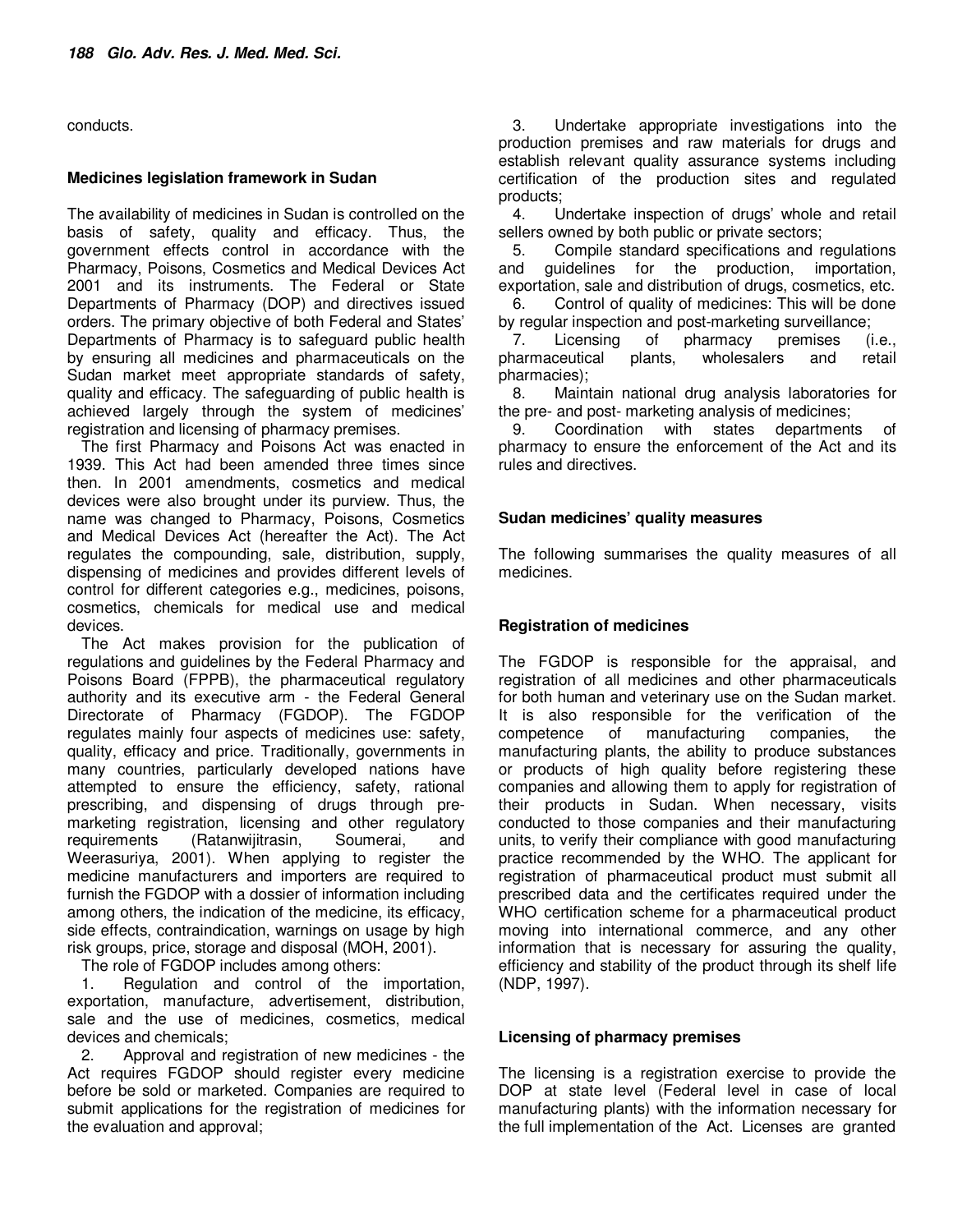conducts.

## Medicines legislation framework in Sudan

The availability of medicines in Sudan is controlled on the basis of safety, quality and efficacy. Thus, the government effects control in accordance with the Pharmacy, Poisons, Cosmetics and Medical Devices Act 2001 and its instruments. The Federal or State Departments of Pharmacy (DOP) and directives issued orders. The primary objective of both Federal and States' Departments of Pharmacy is to safeguard public health by ensuring all medicines and pharmaceuticals on the Sudan market meet appropriate standards of safety, quality and efficacy. The safeguarding of public health is achieved largely through the system of medicines' registration and licensing of pharmacy premises.

The first Pharmacy and Poisons Act was enacted in 1939. This Act had been amended three times since then. In 2001 amendments, cosmetics and medical devices were also brought under its purview. Thus, the name was changed to Pharmacy, Poisons, Cosmetics and Medical Devices Act (hereafter the Act). The Act regulates the compounding, sale, distribution, supply, dispensing of medicines and provides different levels of control for different categories e.g., medicines, poisons, cosmetics, chemicals for medical use and medical devices.

The Act makes provision for the publication of regulations and guidelines by the Federal Pharmacy and Poisons Board (FPPB), the pharmaceutical regulatory authority and its executive arm - the Federal General Directorate of Pharmacy (FGDOP). The FGDOP regulates mainly four aspects of medicines use: safety, quality, efficacy and price. Traditionally, governments in many countries, particularly developed nations have attempted to ensure the efficiency, safety, rational prescribing, and dispensing of drugs through pre-marketing registration, licensing and other regulatory requirements (Ratanwijitrasin, Soumerai, and Weerasuriya, 2001). When applying to register the medicine manufacturers and importers are required to furnish the FGDOP with a dossier of information including among others, the indication of the medicine, its efficacy, side effects, contraindication, warnings on usage by high risk groups, price, storage and disposal (MOH, 2001).

The role of FGDOP includes among others:

1. Regulation and control of the importation, exportation, manufacture, advertisement, distribution, sale and the use of medicines, cosmetics, medical devices and chemicals;
2. Approval and registration of new medicines - the Act requires FGDOP should register every medicine before be sold or marketed. Companies are required to submit applications for the registration of medicines for the evaluation and approval;
3. Undertake appropriate investigations into the production premises and raw materials for drugs and establish relevant quality assurance systems including certification of the production sites and regulated products;
4. Undertake inspection of drugs' whole and retail sellers owned by both public or private sectors;
5. Compile standard specifications and regulations and guidelines for the production, importation, exportation, sale and distribution of drugs, cosmetics, etc.
6. Control of quality of medicines: This will be done by regular inspection and post-marketing surveillance;
7. Licensing of pharmacy premises (i.e., pharmaceutical plants, wholesalers and retail pharmacies);
8. Maintain national drug analysis laboratories for the pre- and post- marketing analysis of medicines;
9. Coordination with states departments of pharmacy to ensure the enforcement of the Act and its rules and directives.

## Sudan medicines' quality measures

The following summarises the quality measures of all medicines.

### Registration of medicines

The FGDOP is responsible for the appraisal, and registration of all medicines and other pharmaceuticals for both human and veterinary use on the Sudan market. It is also responsible for the verification of the competence of manufacturing companies, the manufacturing plants, the ability to produce substances or products of high quality before registering these companies and allowing them to apply for registration of their products in Sudan. When necessary, visits conducted to those companies and their manufacturing units, to verify their compliance with good manufacturing practice recommended by the WHO. The applicant for registration of pharmaceutical product must submit all prescribed data and the certificates required under the WHO certification scheme for a pharmaceutical product moving into international commerce, and any other information that is necessary for assuring the quality, efficiency and stability of the product through its shelf life (NDP, 1997).

### Licensing of pharmacy premises

The licensing is a registration exercise to provide the DOP at state level (Federal level in case of local manufacturing plants) with the information necessary for the full implementation of the Act. Licenses are granted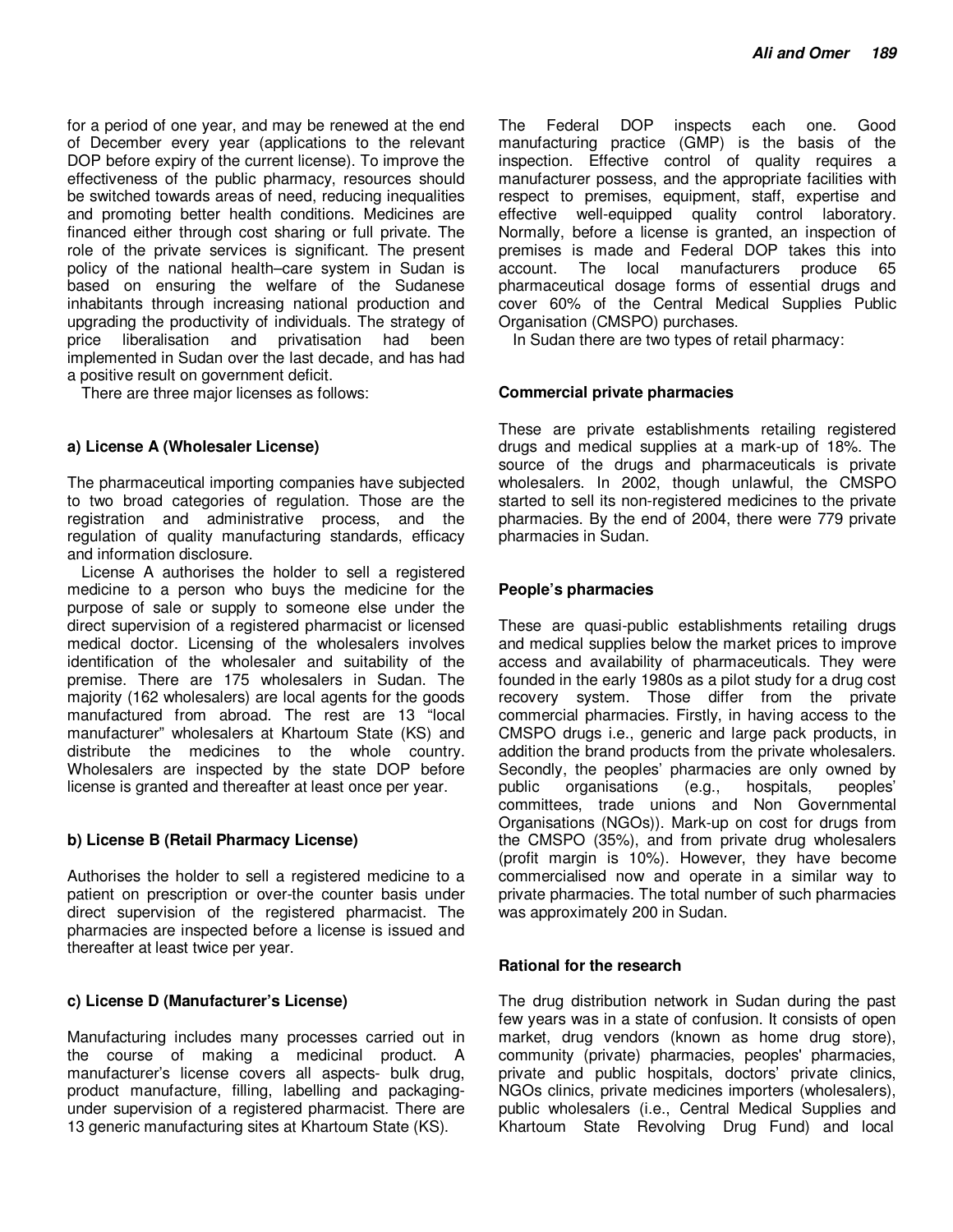for a period of one year, and may be renewed at the end of December every year (applications to the relevant DOP before expiry of the current license). To improve the effectiveness of the public pharmacy, resources should be switched towards areas of need, reducing inequalities and promoting better health conditions. Medicines are financed either through cost sharing or full private. The role of the private services is significant. The present policy of the national health–care system in Sudan is based on ensuring the welfare of the Sudanese inhabitants through increasing national production and upgrading the productivity of individuals. The strategy of price liberalisation and privatisation had been implemented in Sudan over the last decade, and has had a positive result on government deficit.

There are three major licenses as follows:

#### a) License A (Wholesaler License)

The pharmaceutical importing companies have subjected to two broad categories of regulation. Those are the registration and administrative process, and the regulation of quality manufacturing standards, efficacy and information disclosure.

License A authorises the holder to sell a registered medicine to a person who buys the medicine for the purpose of sale or supply to someone else under the direct supervision of a registered pharmacist or licensed medical doctor. Licensing of the wholesalers involves identification of the wholesaler and suitability of the premise. There are 175 wholesalers in Sudan. The majority (162 wholesalers) are local agents for the goods manufactured from abroad. The rest are 13 "local manufacturer" wholesalers at Khartoum State (KS) and distribute the medicines to the whole country. Wholesalers are inspected by the state DOP before license is granted and thereafter at least once per year.

#### b) License B (Retail Pharmacy License)

Authorises the holder to sell a registered medicine to a patient on prescription or over-the counter basis under direct supervision of the registered pharmacist. The pharmacies are inspected before a license is issued and thereafter at least twice per year.

#### c) License D (Manufacturer's License)

Manufacturing includes many processes carried out in the course of making a medicinal product. A manufacturer's license covers all aspects- bulk drug, product manufacture, filling, labelling and packaging- under supervision of a registered pharmacist. There are 13 generic manufacturing sites at Khartoum State (KS). The Federal DOP inspects each one. Good manufacturing practice (GMP) is the basis of the inspection. Effective control of quality requires a manufacturer possess, and the appropriate facilities with respect to premises, equipment, staff, expertise and effective well-equipped quality control laboratory. Normally, before a license is granted, an inspection of premises is made and Federal DOP takes this into account. The local manufacturers produce 65 pharmaceutical dosage forms of essential drugs and cover 60% of the Central Medical Supplies Public Organisation (CMSPO) purchases.

In Sudan there are two types of retail pharmacy:

#### Commercial private pharmacies

These are private establishments retailing registered drugs and medical supplies at a mark-up of 18%. The source of the drugs and pharmaceuticals is private wholesalers. In 2002, though unlawful, the CMSPO started to sell its non-registered medicines to the private pharmacies. By the end of 2004, there were 779 private pharmacies in Sudan.

#### People's pharmacies

These are quasi-public establishments retailing drugs and medical supplies below the market prices to improve access and availability of pharmaceuticals. They were founded in the early 1980s as a pilot study for a drug cost recovery system. Those differ from the private commercial pharmacies. Firstly, in having access to the CMSPO drugs i.e., generic and large pack products, in addition the brand products from the private wholesalers. Secondly, the peoples' pharmacies are only owned by public organisations (e.g., hospitals, peoples' committees, trade unions and Non Governmental Organisations (NGOs)). Mark-up on cost for drugs from the CMSPO (35%), and from private drug wholesalers (profit margin is 10%). However, they have become commercialised now and operate in a similar way to private pharmacies. The total number of such pharmacies was approximately 200 in Sudan.

#### Rational for the research

The drug distribution network in Sudan during the past few years was in a state of confusion. It consists of open market, drug vendors (known as home drug store), community (private) pharmacies, peoples' pharmacies, private and public hospitals, doctors' private clinics, NGOs clinics, private medicines importers (wholesalers), public wholesalers (i.e., Central Medical Supplies and Khartoum State Revolving Drug Fund) and local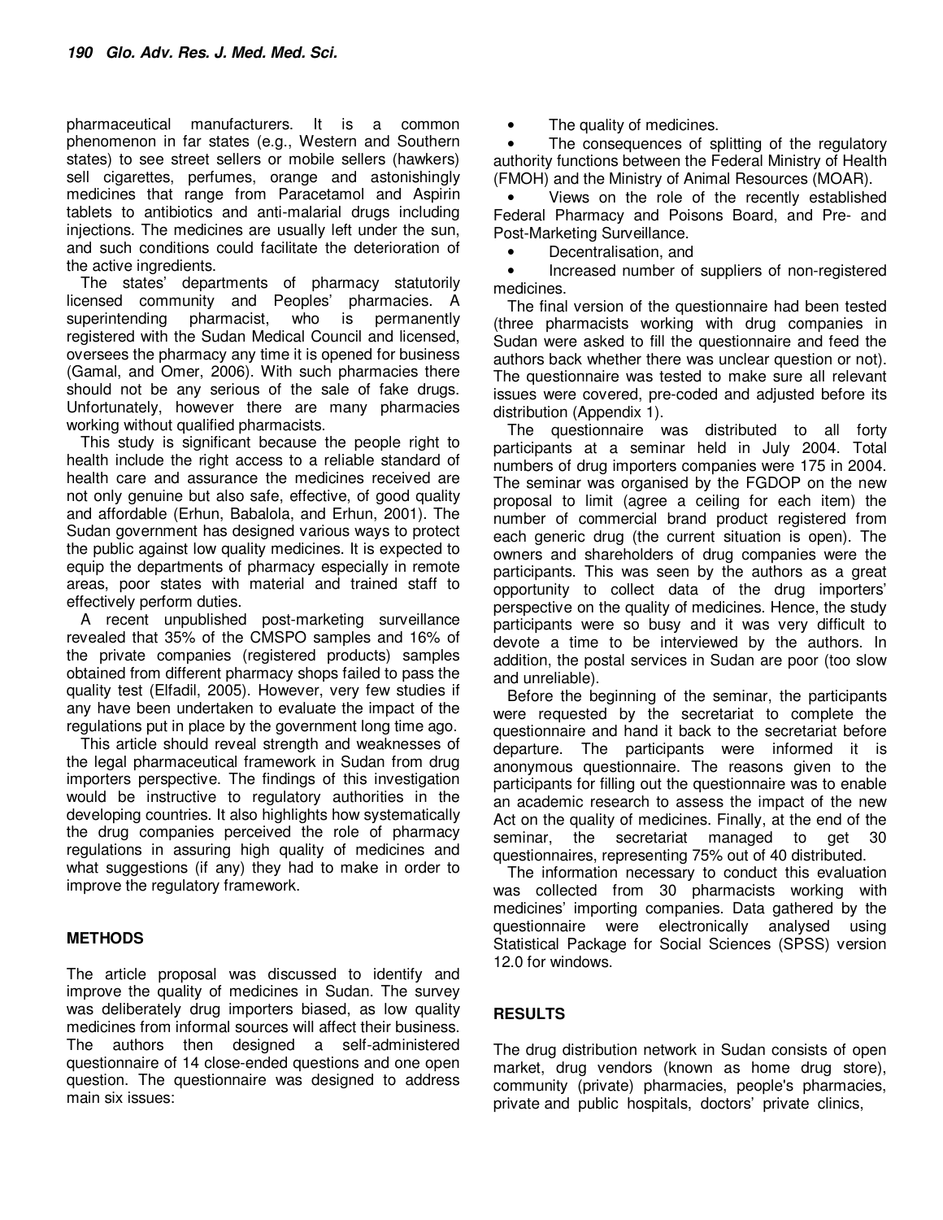pharmaceutical manufacturers. It is a common phenomenon in far states (e.g., Western and Southern states) to see street sellers or mobile sellers (hawkers) sell cigarettes, perfumes, orange and astonishingly medicines that range from Paracetamol and Aspirin tablets to antibiotics and anti-malarial drugs including injections. The medicines are usually left under the sun, and such conditions could facilitate the deterioration of the active ingredients.

The states' departments of pharmacy statutorily licensed community and Peoples' pharmacies. A superintending pharmacist, who is permanently registered with the Sudan Medical Council and licensed, oversees the pharmacy any time it is opened for business (Gamal, and Omer, 2006). With such pharmacies there should not be any serious of the sale of fake drugs. Unfortunately, however there are many pharmacies working without qualified pharmacists.

This study is significant because the people right to health include the right access to a reliable standard of health care and assurance the medicines received are not only genuine but also safe, effective, of good quality and affordable (Erhun, Babalola, and Erhun, 2001). The Sudan government has designed various ways to protect the public against low quality medicines. It is expected to equip the departments of pharmacy especially in remote areas, poor states with material and trained staff to effectively perform duties.

A recent unpublished post-marketing surveillance revealed that 35% of the CMSPO samples and 16% of the private companies (registered products) samples obtained from different pharmacy shops failed to pass the quality test (Elfadil, 2005). However, very few studies if any have been undertaken to evaluate the impact of the regulations put in place by the government long time ago.

This article should reveal strength and weaknesses of the legal pharmaceutical framework in Sudan from drug importers perspective. The findings of this investigation would be instructive to regulatory authorities in the developing countries. It also highlights how systematically the drug companies perceived the role of pharmacy regulations in assuring high quality of medicines and what suggestions (if any) they had to make in order to improve the regulatory framework.

## METHODS

The article proposal was discussed to identify and improve the quality of medicines in Sudan. The survey was deliberately drug importers biased, as low quality medicines from informal sources will affect their business. The authors then designed a self-administered questionnaire of 14 close-ended questions and one open question. The questionnaire was designed to address main six issues:

- The quality of medicines.
- The consequences of splitting of the regulatory authority functions between the Federal Ministry of Health (FMOH) and the Ministry of Animal Resources (MOAR).
- Views on the role of the recently established Federal Pharmacy and Poisons Board, and Pre- and Post-Marketing Surveillance.
- Decentralisation, and
- Increased number of suppliers of non-registered medicines.

The final version of the questionnaire had been tested (three pharmacists working with drug companies in Sudan were asked to fill the questionnaire and feed the authors back whether there was unclear question or not). The questionnaire was tested to make sure all relevant issues were covered, pre-coded and adjusted before its distribution (Appendix 1).

The questionnaire was distributed to all forty participants at a seminar held in July 2004. Total numbers of drug importers companies were 175 in 2004. The seminar was organised by the FGDOP on the new proposal to limit (agree a ceiling for each item) the number of commercial brand product registered from each generic drug (the current situation is open). The owners and shareholders of drug companies were the participants. This was seen by the authors as a great opportunity to collect data of the drug importers' perspective on the quality of medicines. Hence, the study participants were so busy and it was very difficult to devote a time to be interviewed by the authors. In addition, the postal services in Sudan are poor (too slow and unreliable).

Before the beginning of the seminar, the participants were requested by the secretariat to complete the questionnaire and hand it back to the secretariat before departure. The participants were informed it is anonymous questionnaire. The reasons given to the participants for filling out the questionnaire was to enable an academic research to assess the impact of the new Act on the quality of medicines. Finally, at the end of the seminar, the secretariat managed to get 30 questionnaires, representing 75% out of 40 distributed.

The information necessary to conduct this evaluation was collected from 30 pharmacists working with medicines' importing companies. Data gathered by the questionnaire were electronically analysed using Statistical Package for Social Sciences (SPSS) version 12.0 for windows.

## RESULTS

The drug distribution network in Sudan consists of open market, drug vendors (known as home drug store), community (private) pharmacies, people's pharmacies, private and public hospitals, doctors' private clinics,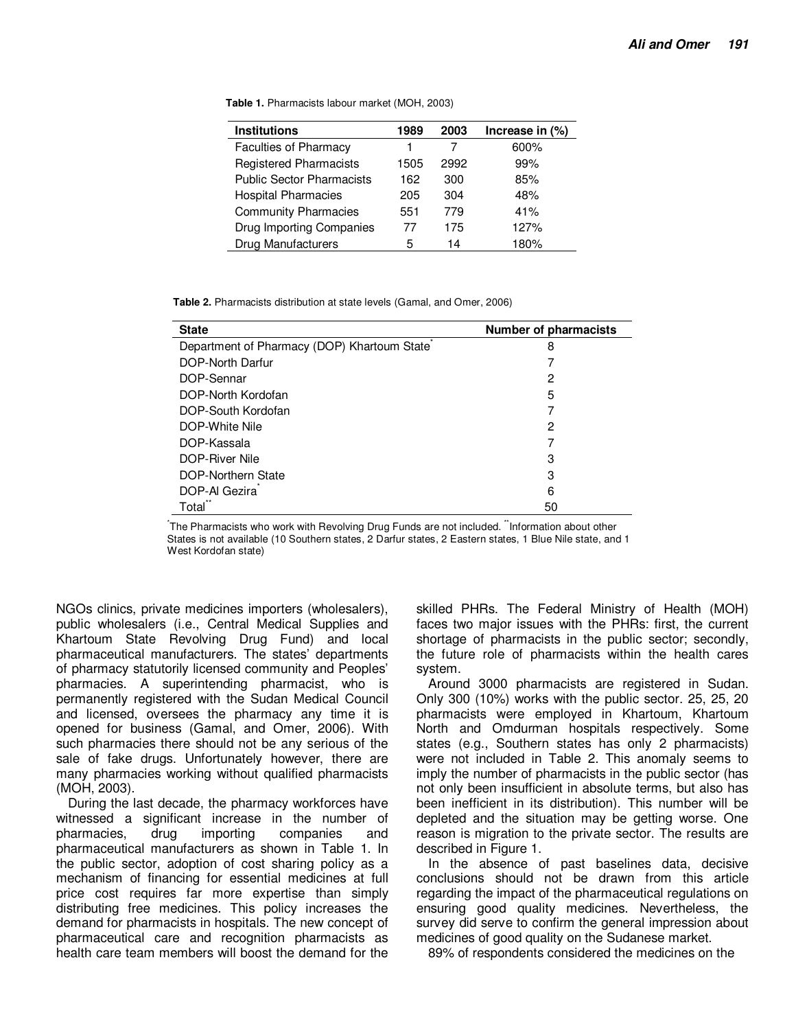**Table 1.** Pharmacists labour market (MOH, 2003)

| Institutions | 1989 | 2003 | Increase in (%) |
|---|---|---|---|
| Faculties of Pharmacy | 1 | 7 | 600% |
| Registered Pharmacists | 1505 | 2992 | 99% |
| Public Sector Pharmacists | 162 | 300 | 85% |
| Hospital Pharmacies | 205 | 304 | 48% |
| Community Pharmacies | 551 | 779 | 41% |
| Drug Importing Companies | 77 | 175 | 127% |
| Drug Manufacturers | 5 | 14 | 180% |

**Table 2.** Pharmacists distribution at state levels (Gamal, and Omer, 2006)

| State | Number of pharmacists |
|---|---|
| Department of Pharmacy (DOP) Khartoum State* | 8 |
| DOP-North Darfur | 7 |
| DOP-Sennar | 2 |
| DOP-North Kordofan | 5 |
| DOP-South Kordofan | 7 |
| DOP-White Nile | 2 |
| DOP-Kassala | 7 |
| DOP-River Nile | 3 |
| DOP-Northern State | 3 |
| DOP-Al Gezira* | 6 |
| Total** | 50 |

*The Pharmacists who work with Revolving Drug Funds are not included. **Information about other States is not available (10 Southern states, 2 Darfur states, 2 Eastern states, 1 Blue Nile state, and 1 West Kordofan state)

NGOs clinics, private medicines importers (wholesalers), public wholesalers (i.e., Central Medical Supplies and Khartoum State Revolving Drug Fund) and local pharmaceutical manufacturers. The states' departments of pharmacy statutorily licensed community and Peoples' pharmacies. A superintending pharmacist, who is permanently registered with the Sudan Medical Council and licensed, oversees the pharmacy any time it is opened for business (Gamal, and Omer, 2006). With such pharmacies there should not be any serious of the sale of fake drugs. Unfortunately however, there are many pharmacies working without qualified pharmacists (MOH, 2003).

During the last decade, the pharmacy workforces have witnessed a significant increase in the number of pharmacies, drug importing companies and pharmaceutical manufacturers as shown in Table 1. In the public sector, adoption of cost sharing policy as a mechanism of financing for essential medicines at full price cost requires far more expertise than simply distributing free medicines. This policy increases the demand for pharmacists in hospitals. The new concept of pharmaceutical care and recognition pharmacists as health care team members will boost the demand for the skilled PHRs. The Federal Ministry of Health (MOH) faces two major issues with the PHRs: first, the current shortage of pharmacists in the public sector; secondly, the future role of pharmacists within the health cares system.

Around 3000 pharmacists are registered in Sudan. Only 300 (10%) works with the public sector. 25, 25, 20 pharmacists were employed in Khartoum, Khartoum North and Omdurman hospitals respectively. Some states (e.g., Southern states has only 2 pharmacists) were not included in Table 2. This anomaly seems to imply the number of pharmacists in the public sector (has not only been insufficient in absolute terms, but also has been inefficient in its distribution). This number will be depleted and the situation may be getting worse. One reason is migration to the private sector. The results are described in Figure 1.

In the absence of past baselines data, decisive conclusions should not be drawn from this article regarding the impact of the pharmaceutical regulations on ensuring good quality medicines. Nevertheless, the survey did serve to confirm the general impression about medicines of good quality on the Sudanese market.

89% of respondents considered the medicines on the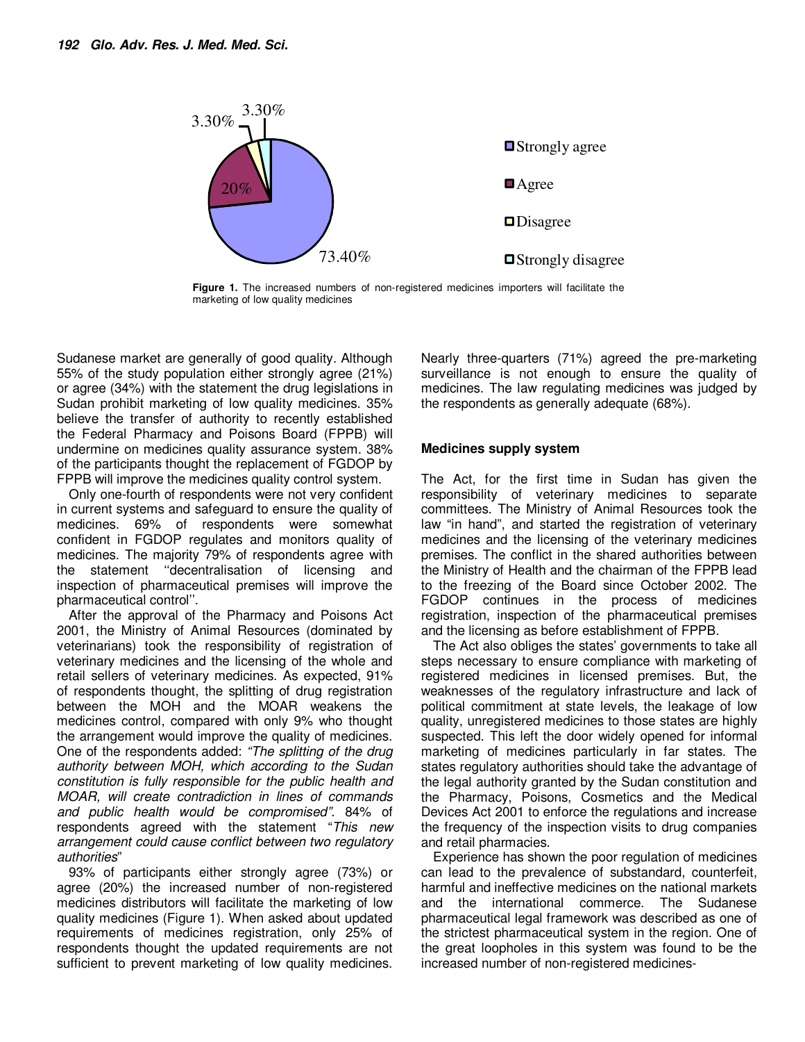Figure 1. The increased numbers of non-registered medicines importers will facilitate the marketing of low quality medicines

Sudanese market are generally of good quality. Although 55% of the study population either strongly agree (21%) or agree (34%) with the statement the drug legislations in Sudan prohibit marketing of low quality medicines. 35% believe the transfer of authority to recently established the Federal Pharmacy and Poisons Board (FPPB) will undermine on medicines quality assurance system. 38% of the participants thought the replacement of FGDOP by FPPB will improve the medicines quality control system.

Only one-fourth of respondents were not very confident in current systems and safeguard to ensure the quality of medicines. 69% of respondents were somewhat confident in FGDOP regulates and monitors quality of medicines. The majority 79% of respondents agree with the statement ''decentralisation of licensing and inspection of pharmaceutical premises will improve the pharmaceutical control''.

After the approval of the Pharmacy and Poisons Act 2001, the Ministry of Animal Resources (dominated by veterinarians) took the responsibility of registration of veterinary medicines and the licensing of the whole and retail sellers of veterinary medicines. As expected, 91% of respondents thought, the splitting of drug registration between the MOH and the MOAR weakens the medicines control, compared with only 9% who thought the arrangement would improve the quality of medicines. One of the respondents added: *"The splitting of the drug authority between MOH, which according to the Sudan constitution is fully responsible for the public health and MOAR, will create contradiction in lines of commands and public health would be compromised".* 84% of respondents agreed with the statement "*This new arrangement could cause conflict between two regulatory authorities*"

93% of participants either strongly agree (73%) or agree (20%) the increased number of non-registered medicines distributors will facilitate the marketing of low quality medicines (Figure 1). When asked about updated requirements of medicines registration, only 25% of respondents thought the updated requirements are not sufficient to prevent marketing of low quality medicines. Nearly three-quarters (71%) agreed the pre-marketing surveillance is not enough to ensure the quality of medicines. The law regulating medicines was judged by the respondents as generally adequate (68%).

## Medicines supply system

The Act, for the first time in Sudan has given the responsibility of veterinary medicines to separate committees. The Ministry of Animal Resources took the law "in hand", and started the registration of veterinary medicines and the licensing of the veterinary medicines premises. The conflict in the shared authorities between the Ministry of Health and the chairman of the FPPB lead to the freezing of the Board since October 2002. The FGDOP continues in the process of medicines registration, inspection of the pharmaceutical premises and the licensing as before establishment of FPPB.

The Act also obliges the states' governments to take all steps necessary to ensure compliance with marketing of registered medicines in licensed premises. But, the weaknesses of the regulatory infrastructure and lack of political commitment at state levels, the leakage of low quality, unregistered medicines to those states are highly suspected. This left the door widely opened for informal marketing of medicines particularly in far states. The states regulatory authorities should take the advantage of the legal authority granted by the Sudan constitution and the Pharmacy, Poisons, Cosmetics and the Medical Devices Act 2001 to enforce the regulations and increase the frequency of the inspection visits to drug companies and retail pharmacies.

Experience has shown the poor regulation of medicines can lead to the prevalence of substandard, counterfeit, harmful and ineffective medicines on the national markets and the international commerce. The Sudanese pharmaceutical legal framework was described as one of the strictest pharmaceutical system in the region. One of the great loopholes in this system was found to be the increased number of non-registered medicines-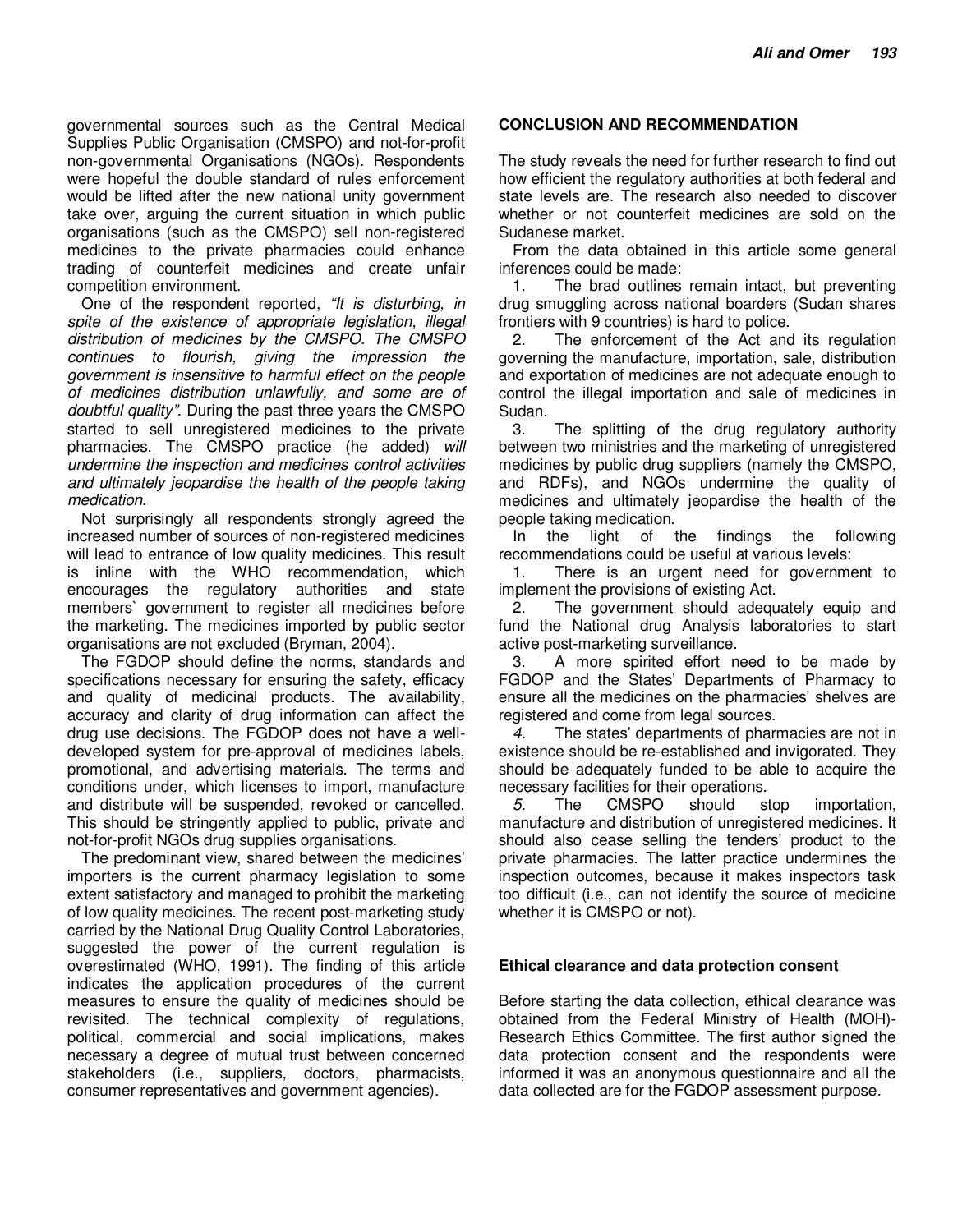governmental sources such as the Central Medical Supplies Public Organisation (CMSPO) and not-for-profit non-governmental Organisations (NGOs). Respondents were hopeful the double standard of rules enforcement would be lifted after the new national unity government take over, arguing the current situation in which public organisations (such as the CMSPO) sell non-registered medicines to the private pharmacies could enhance trading of counterfeit medicines and create unfair competition environment.

One of the respondent reported, *"It is disturbing, in spite of the existence of appropriate legislation, illegal distribution of medicines by the CMSPO. The CMSPO continues to flourish, giving the impression the government is insensitive to harmful effect on the people of medicines distribution unlawfully, and some are of doubtful quality"*. During the past three years the CMSPO started to sell unregistered medicines to the private pharmacies. The CMSPO practice (he added) *will undermine the inspection and medicines control activities and ultimately jeopardise the health of the people taking medication*.

Not surprisingly all respondents strongly agreed the increased number of sources of non-registered medicines will lead to entrance of low quality medicines. This result is inline with the WHO recommendation, which encourages the regulatory authorities and state members` government to register all medicines before the marketing. The medicines imported by public sector organisations are not excluded (Bryman, 2004).

The FGDOP should define the norms, standards and specifications necessary for ensuring the safety, efficacy and quality of medicinal products. The availability, accuracy and clarity of drug information can affect the drug use decisions. The FGDOP does not have a well-developed system for pre-approval of medicines labels, promotional, and advertising materials. The terms and conditions under, which licenses to import, manufacture and distribute will be suspended, revoked or cancelled. This should be stringently applied to public, private and not-for-profit NGOs drug supplies organisations.

The predominant view, shared between the medicines' importers is the current pharmacy legislation to some extent satisfactory and managed to prohibit the marketing of low quality medicines. The recent post-marketing study carried by the National Drug Quality Control Laboratories, suggested the power of the current regulation is overestimated (WHO, 1991). The finding of this article indicates the application procedures of the current measures to ensure the quality of medicines should be revisited. The technical complexity of regulations, political, commercial and social implications, makes necessary a degree of mutual trust between concerned stakeholders (i.e., suppliers, doctors, pharmacists, consumer representatives and government agencies).

## CONCLUSION AND RECOMMENDATION

The study reveals the need for further research to find out how efficient the regulatory authorities at both federal and state levels are. The research also needed to discover whether or not counterfeit medicines are sold on the Sudanese market.

From the data obtained in this article some general inferences could be made:

1. The brad outlines remain intact, but preventing drug smuggling across national boarders (Sudan shares frontiers with 9 countries) is hard to police.
2. The enforcement of the Act and its regulation governing the manufacture, importation, sale, distribution and exportation of medicines are not adequate enough to control the illegal importation and sale of medicines in Sudan.
3. The splitting of the drug regulatory authority between two ministries and the marketing of unregistered medicines by public drug suppliers (namely the CMSPO, and RDFs), and NGOs undermine the quality of medicines and ultimately jeopardise the health of the people taking medication.

In the light of the findings the following recommendations could be useful at various levels:

1. There is an urgent need for government to implement the provisions of existing Act.
2. The government should adequately equip and fund the National drug Analysis laboratories to start active post-marketing surveillance.
3. A more spirited effort need to be made by FGDOP and the States' Departments of Pharmacy to ensure all the medicines on the pharmacies' shelves are registered and come from legal sources.
4. The states' departments of pharmacies are not in existence should be re-established and invigorated. They should be adequately funded to be able to acquire the necessary facilities for their operations.
5. The CMSPO should stop importation, manufacture and distribution of unregistered medicines. It should also cease selling the tenders' product to the private pharmacies. The latter practice undermines the inspection outcomes, because it makes inspectors task too difficult (i.e., can not identify the source of medicine whether it is CMSPO or not).

### Ethical clearance and data protection consent

Before starting the data collection, ethical clearance was obtained from the Federal Ministry of Health (MOH)-Research Ethics Committee. The first author signed the data protection consent and the respondents were informed it was an anonymous questionnaire and all the data collected are for the FGDOP assessment purpose.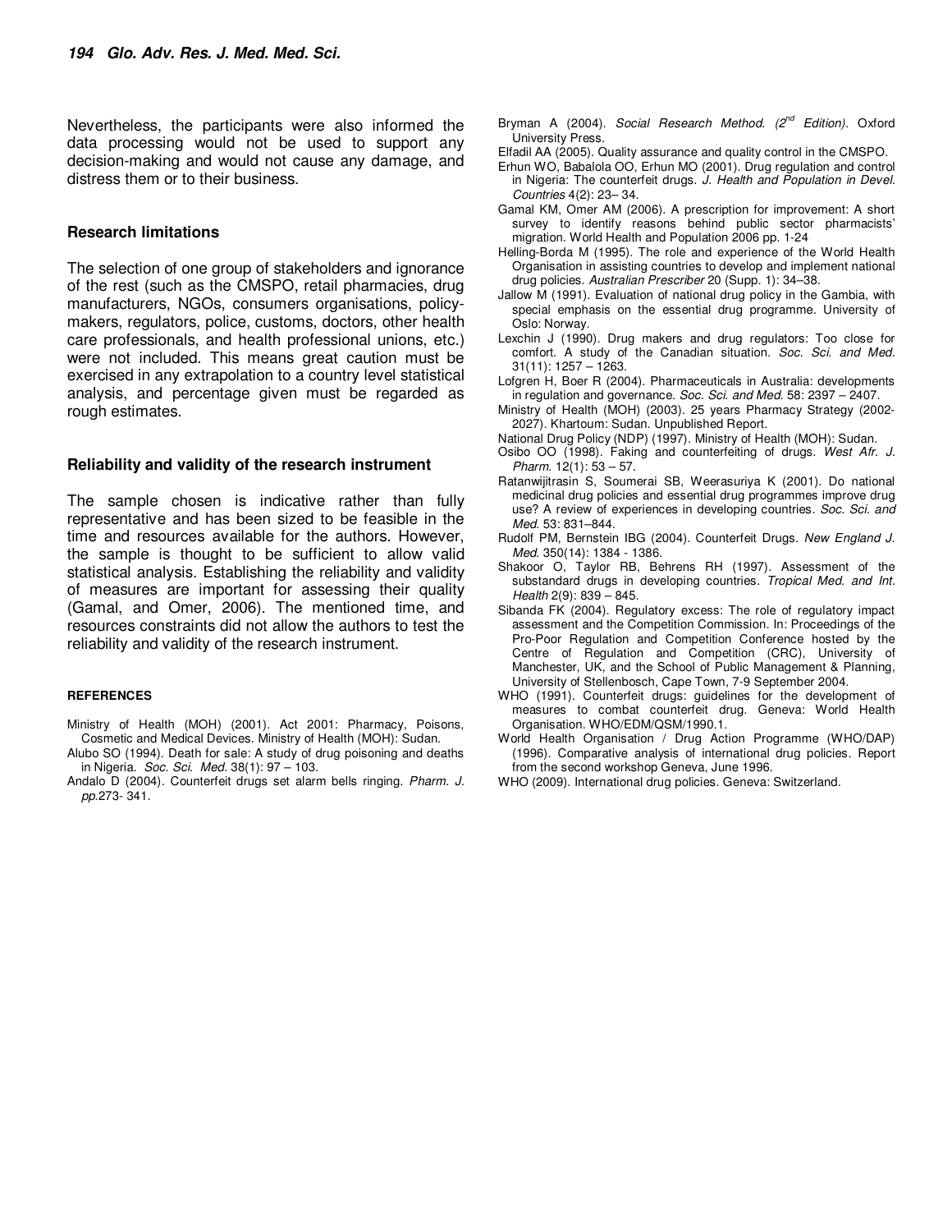Nevertheless, the participants were also informed the data processing would not be used to support any decision-making and would not cause any damage, and distress them or to their business.

### Research limitations

The selection of one group of stakeholders and ignorance of the rest (such as the CMSPO, retail pharmacies, drug manufacturers, NGOs, consumers organisations, policy-makers, regulators, police, customs, doctors, other health care professionals, and health professional unions, etc.) were not included. This means great caution must be exercised in any extrapolation to a country level statistical analysis, and percentage given must be regarded as rough estimates.

### Reliability and validity of the research instrument

The sample chosen is indicative rather than fully representative and has been sized to be feasible in the time and resources available for the authors. However, the sample is thought to be sufficient to allow valid statistical analysis. Establishing the reliability and validity of measures are important for assessing their quality (Gamal, and Omer, 2006). The mentioned time, and resources constraints did not allow the authors to test the reliability and validity of the research instrument.

#### REFERENCES

Ministry of Health (MOH) (2001). Act 2001: Pharmacy, Poisons, Cosmetic and Medical Devices. Ministry of Health (MOH): Sudan.

Alubo SO (1994). Death for sale: A study of drug poisoning and deaths in Nigeria. *Soc. Sci. Med.* 38(1): 97 – 103.

Andalo D (2004). Counterfeit drugs set alarm bells ringing. *Pharm. J. pp.*273- 341.

Bryman A (2004). *Social Research Method. (2nd Edition)*. Oxford University Press.

Elfadil AA (2005). Quality assurance and quality control in the CMSPO.

Erhun WO, Babalola OO, Erhun MO (2001). Drug regulation and control in Nigeria: The counterfeit drugs. *J. Health and Population in Devel. Countries* 4(2): 23– 34.

Gamal KM, Omer AM (2006). A prescription for improvement: A short survey to identify reasons behind public sector pharmacists' migration. World Health and Population 2006 pp. 1-24

Helling-Borda M (1995). The role and experience of the World Health Organisation in assisting countries to develop and implement national drug policies. *Australian Prescriber* 20 (Supp. 1): 34–38.

Jallow M (1991). Evaluation of national drug policy in the Gambia, with special emphasis on the essential drug programme. University of Oslo: Norway.

Lexchin J (1990). Drug makers and drug regulators: Too close for comfort. A study of the Canadian situation. *Soc. Sci. and Med.* 31(11): 1257 – 1263.

Lofgren H, Boer R (2004). Pharmaceuticals in Australia: developments in regulation and governance. *Soc. Sci. and Med.* 58: 2397 – 2407.

Ministry of Health (MOH) (2003). 25 years Pharmacy Strategy (2002-2027). Khartoum: Sudan. Unpublished Report.

National Drug Policy (NDP) (1997). Ministry of Health (MOH): Sudan.

Osibo OO (1998). Faking and counterfeiting of drugs. *West Afr. J. Pharm.* 12(1): 53 – 57.

Ratanwijitrasin S, Soumerai SB, Weerasuriya K (2001). Do national medicinal drug policies and essential drug programmes improve drug use? A review of experiences in developing countries. *Soc. Sci. and Med.* 53: 831–844.

Rudolf PM, Bernstein IBG (2004). Counterfeit Drugs. *New England J. Med.* 350(14): 1384 - 1386.

Shakoor O, Taylor RB, Behrens RH (1997). Assessment of the substandard drugs in developing countries. *Tropical Med. and Int. Health* 2(9): 839 – 845.

Sibanda FK (2004). Regulatory excess: The role of regulatory impact assessment and the Competition Commission. In: Proceedings of the Pro-Poor Regulation and Competition Conference hosted by the Centre of Regulation and Competition (CRC), University of Manchester, UK, and the School of Public Management & Planning, University of Stellenbosch, Cape Town, 7-9 September 2004.

WHO (1991). Counterfeit drugs: guidelines for the development of measures to combat counterfeit drug. Geneva: World Health Organisation. WHO/EDM/QSM/1990.1.

World Health Organisation / Drug Action Programme (WHO/DAP) (1996). Comparative analysis of international drug policies. Report from the second workshop Geneva, June 1996.

WHO (2009). International drug policies. Geneva: Switzerland.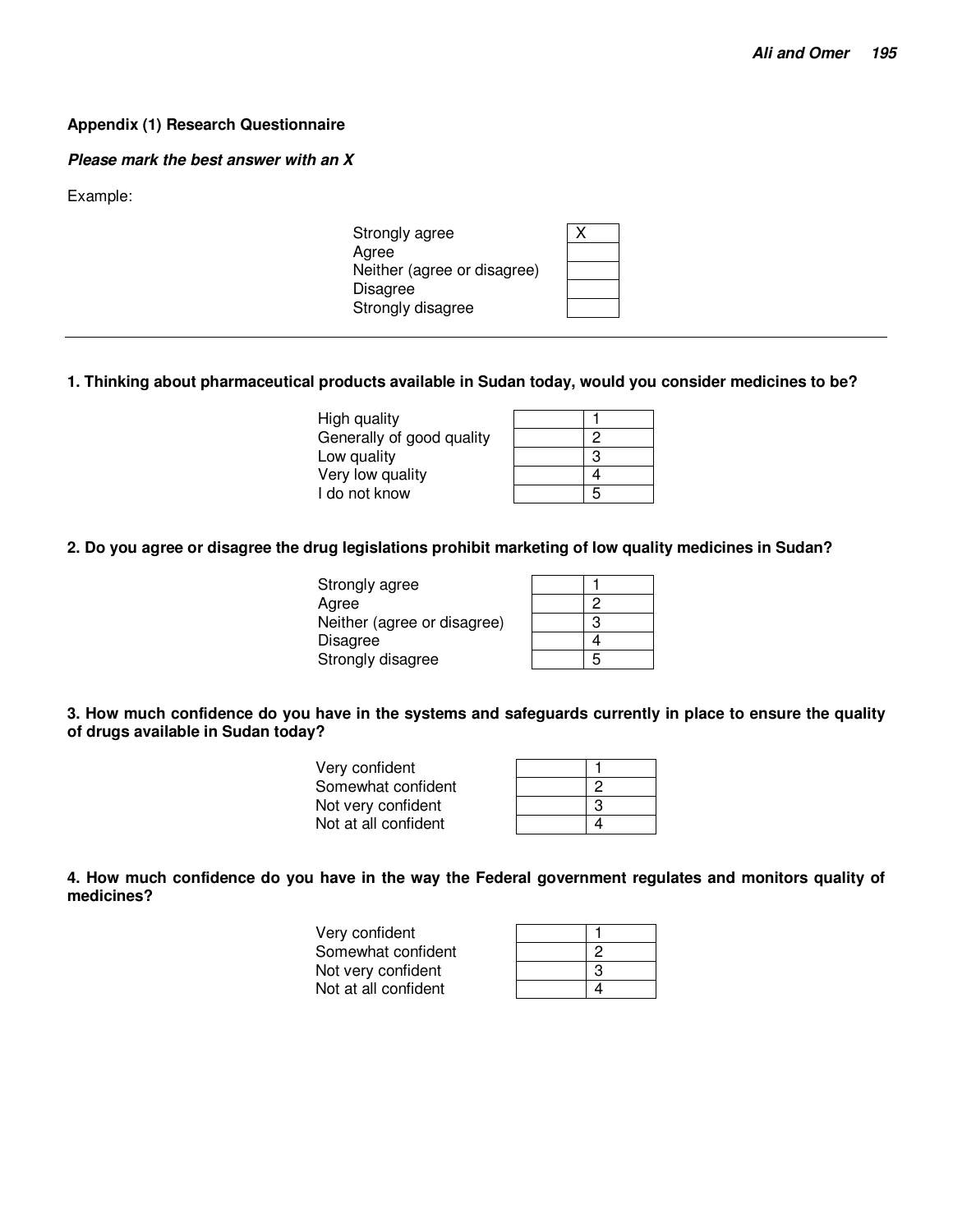**Appendix (1) Research Questionnaire**

***Please mark the best answer with an X***

Example:

| | |
|---|---|
| Strongly agree | X |
| Agree | |
| Neither (agree or disagree) | |
| Disagree | |
| Strongly disagree | |

---

**1. Thinking about pharmaceutical products available in Sudan today, would you consider medicines to be?**

| | | |
|---|---|---|
| High quality | | 1 |
| Generally of good quality | | 2 |
| Low quality | | 3 |
| Very low quality | | 4 |
| I do not know | | 5 |

**2. Do you agree or disagree the drug legislations prohibit marketing of low quality medicines in Sudan?**

| | | |
|---|---|---|
| Strongly agree | | 1 |
| Agree | | 2 |
| Neither (agree or disagree) | | 3 |
| Disagree | | 4 |
| Strongly disagree | | 5 |

**3. How much confidence do you have in the systems and safeguards currently in place to ensure the quality of drugs available in Sudan today?**

| | | |
|---|---|---|
| Very confident | | 1 |
| Somewhat confident | | 2 |
| Not very confident | | 3 |
| Not at all confident | | 4 |

**4. How much confidence do you have in the way the Federal government regulates and monitors quality of medicines?**

| | | |
|---|---|---|
| Very confident | | 1 |
| Somewhat confident | | 2 |
| Not very confident | | 3 |
| Not at all confident | | 4 |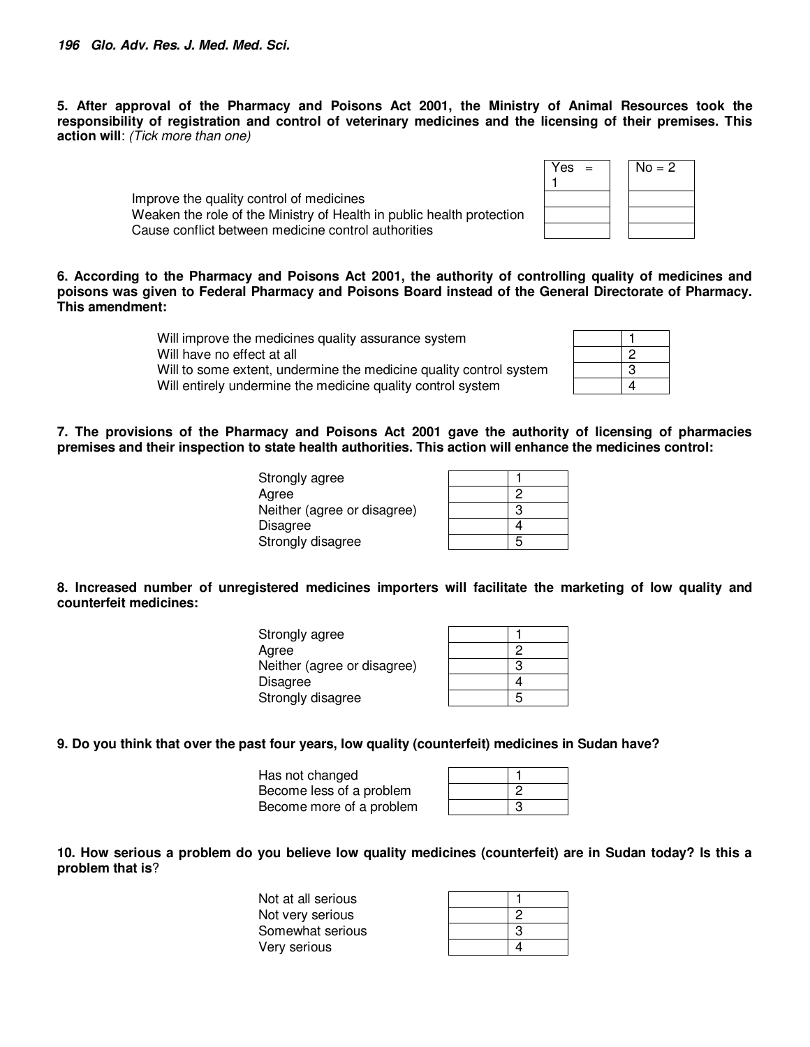**5. After approval of the Pharmacy and Poisons Act 2001, the Ministry of Animal Resources took the responsibility of registration and control of veterinary medicines and the licensing of their premises. This action will**: *(Tick more than one)*

| | Yes = 1 | No = 2 |
|---|---|---|
| Improve the quality control of medicines | | |
| Weaken the role of the Ministry of Health in public health protection | | |
| Cause conflict between medicine control authorities | | |

**6. According to the Pharmacy and Poisons Act 2001, the authority of controlling quality of medicines and poisons was given to Federal Pharmacy and Poisons Board instead of the General Directorate of Pharmacy. This amendment:**

| | | |
|---|---|---|
| Will improve the medicines quality assurance system | | 1 |
| Will have no effect at all | | 2 |
| Will to some extent, undermine the medicine quality control system | | 3 |
| Will entirely undermine the medicine quality control system | | 4 |

**7. The provisions of the Pharmacy and Poisons Act 2001 gave the authority of licensing of pharmacies premises and their inspection to state health authorities. This action will enhance the medicines control:**

| | | |
|---|---|---|
| Strongly agree | | 1 |
| Agree | | 2 |
| Neither (agree or disagree) | | 3 |
| Disagree | | 4 |
| Strongly disagree | | 5 |

**8. Increased number of unregistered medicines importers will facilitate the marketing of low quality and counterfeit medicines:**

| | | |
|---|---|---|
| Strongly agree | | 1 |
| Agree | | 2 |
| Neither (agree or disagree) | | 3 |
| Disagree | | 4 |
| Strongly disagree | | 5 |

**9. Do you think that over the past four years, low quality (counterfeit) medicines in Sudan have?**

| | | |
|---|---|---|
| Has not changed | | 1 |
| Become less of a problem | | 2 |
| Become more of a problem | | 3 |

**10. How serious a problem do you believe low quality medicines (counterfeit) are in Sudan today? Is this a problem that is**?

| | | |
|---|---|---|
| Not at all serious | | 1 |
| Not very serious | | 2 |
| Somewhat serious | | 3 |
| Very serious | | 4 |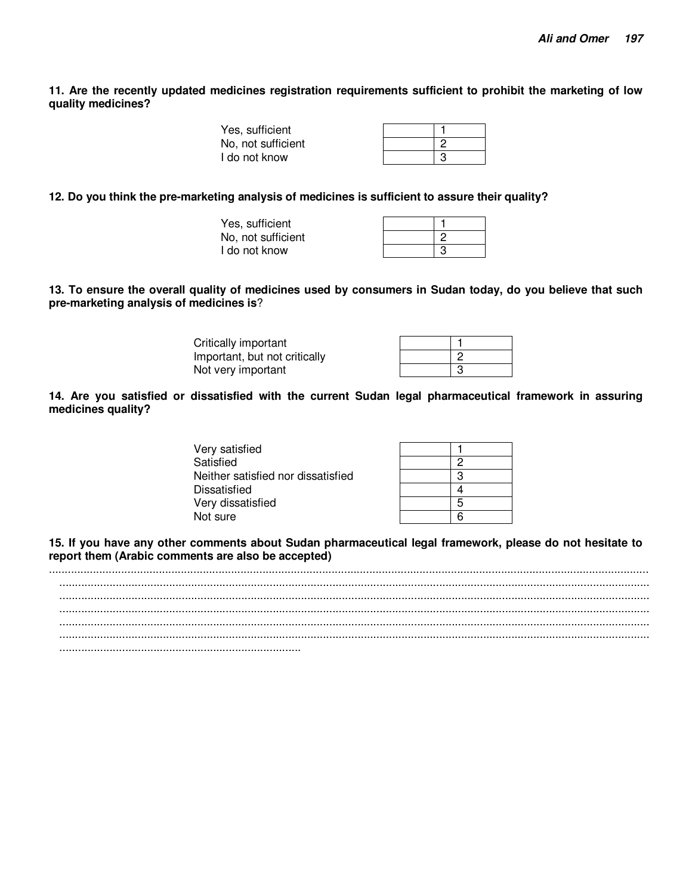**11. Are the recently updated medicines registration requirements sufficient to prohibit the marketing of low quality medicines?**

| | | |
|---|---|---|
| Yes, sufficient | | 1 |
| No, not sufficient | | 2 |
| I do not know | | 3 |

**12. Do you think the pre-marketing analysis of medicines is sufficient to assure their quality?**

| | | |
|---|---|---|
| Yes, sufficient | | 1 |
| No, not sufficient | | 2 |
| I do not know | | 3 |

**13. To ensure the overall quality of medicines used by consumers in Sudan today, do you believe that such pre-marketing analysis of medicines is**?

| | | |
|---|---|---|
| Critically important | | 1 |
| Important, but not critically | | 2 |
| Not very important | | 3 |

**14. Are you satisfied or dissatisfied with the current Sudan legal pharmaceutical framework in assuring medicines quality?**

| | | |
|---|---|---|
| Very satisfied | | 1 |
| Satisfied | | 2 |
| Neither satisfied nor dissatisfied | | 3 |
| Dissatisfied | | 4 |
| Very dissatisfied | | 5 |
| Not sure | | 6 |

**15. If you have any other comments about Sudan pharmaceutical legal framework, please do not hesitate to report them (Arabic comments are also be accepted)**

..............................................................................................................................................................................................
..............................................................................................................................................................................................
..............................................................................................................................................................................................
..............................................................................................................................................................................................
..............................................................................................................................................................................................
..............................................................................................................................................................................................
..............................................................................